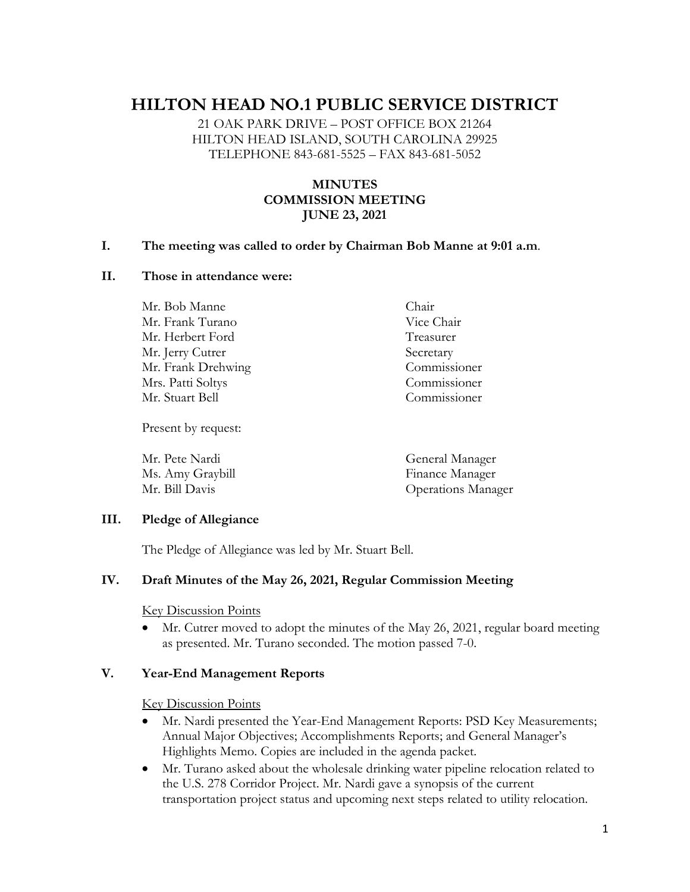# HILTON HEAD NO.1 PUBLIC SERVICE DISTRICT

21 OAK PARK DRIVE – POST OFFICE BOX 21264
HILTON HEAD ISLAND, SOUTH CAROLINA 29925
TELEPHONE 843-681-5525 – FAX 843-681-5052

**MINUTES**
**COMMISSION MEETING**
**JUNE 23, 2021**

## I. The meeting was called to order by Chairman Bob Manne at 9:01 a.m.

## II. Those in attendance were:

| | |
|---|---|
| Mr. Bob Manne | Chair |
| Mr. Frank Turano | Vice Chair |
| Mr. Herbert Ford | Treasurer |
| Mr. Jerry Cutrer | Secretary |
| Mr. Frank Drehwing | Commissioner |
| Mrs. Patti Soltys | Commissioner |
| Mr. Stuart Bell | Commissioner |

Present by request:

| | |
|---|---|
| Mr. Pete Nardi | General Manager |
| Ms. Amy Graybill | Finance Manager |
| Mr. Bill Davis | Operations Manager |

## III. Pledge of Allegiance

The Pledge of Allegiance was led by Mr. Stuart Bell.

## IV. Draft Minutes of the May 26, 2021, Regular Commission Meeting

Key Discussion Points

- Mr. Cutrer moved to adopt the minutes of the May 26, 2021, regular board meeting as presented. Mr. Turano seconded. The motion passed 7-0.

## V. Year-End Management Reports

Key Discussion Points

- Mr. Nardi presented the Year-End Management Reports: PSD Key Measurements; Annual Major Objectives; Accomplishments Reports; and General Manager's Highlights Memo. Copies are included in the agenda packet.
- Mr. Turano asked about the wholesale drinking water pipeline relocation related to the U.S. 278 Corridor Project. Mr. Nardi gave a synopsis of the current transportation project status and upcoming next steps related to utility relocation.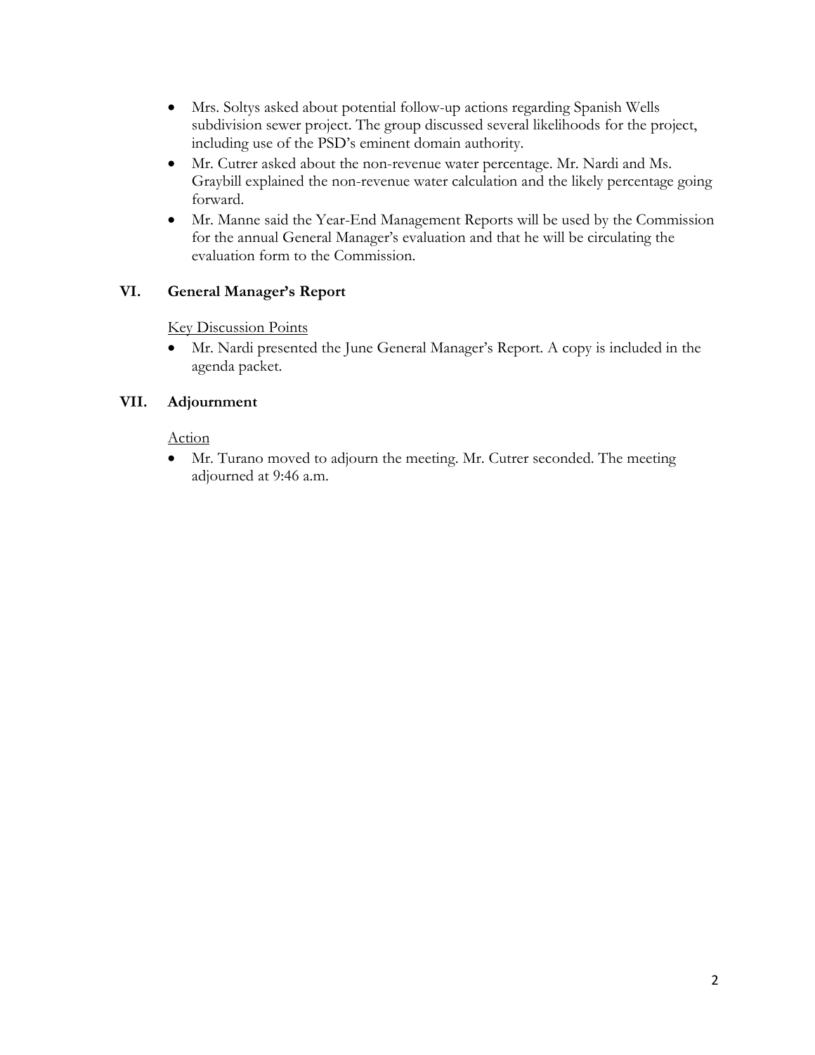- Mrs. Soltys asked about potential follow-up actions regarding Spanish Wells subdivision sewer project. The group discussed several likelihoods for the project, including use of the PSD's eminent domain authority.
- Mr. Cutrer asked about the non-revenue water percentage. Mr. Nardi and Ms. Graybill explained the non-revenue water calculation and the likely percentage going forward.
- Mr. Manne said the Year-End Management Reports will be used by the Commission for the annual General Manager's evaluation and that he will be circulating the evaluation form to the Commission.

## VI. General Manager's Report

Key Discussion Points

- Mr. Nardi presented the June General Manager's Report. A copy is included in the agenda packet.

## VII. Adjournment

Action

- Mr. Turano moved to adjourn the meeting. Mr. Cutrer seconded. The meeting adjourned at 9:46 a.m.